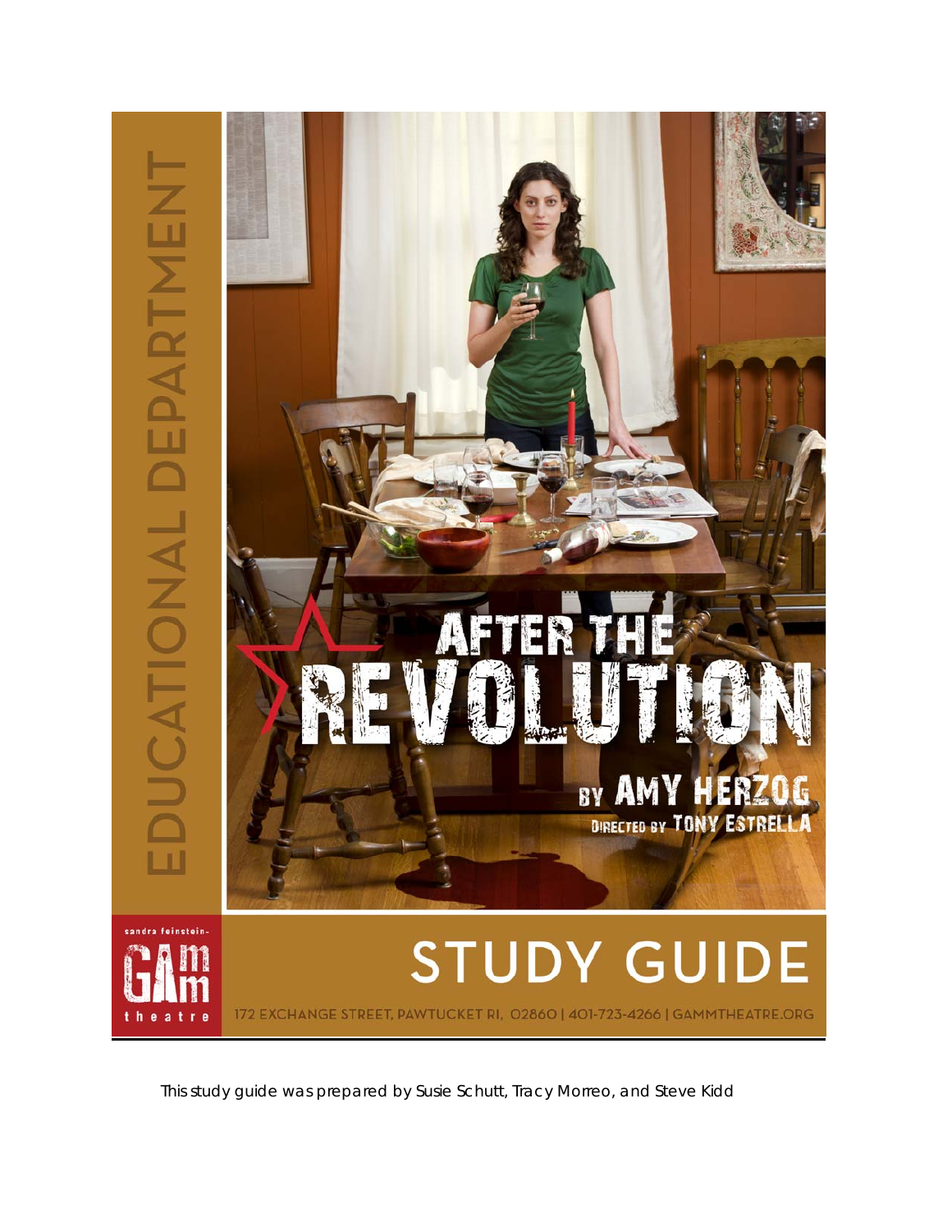EDUCATIONAL DEPARTMENT

# AFTER THE REVOLUTION

BY AMY HERZOG

DIRECTED BY TONY ESTRELLA

sandra feinstein-

GAMM theatre

# STUDY GUIDE

172 EXCHANGE STREET, PAWTUCKET RI, 02860 | 401-723-4266 | GAMMTHEATRE.ORG

This study guide was prepared by Susie Schutt, Tracy Morreo, and Steve Kidd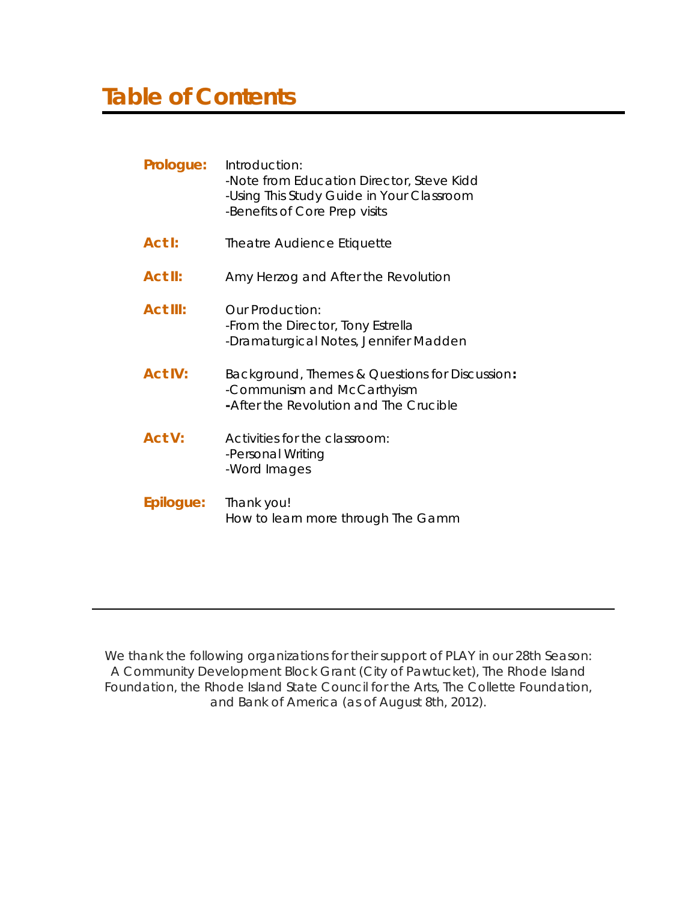# Table of Contents

**Prologue:** Introduction:
-Note from Education Director, Steve Kidd
-Using This Study Guide in Your Classroom
-Benefits of Core Prep visits

**Act I:** Theatre Audience Etiquette

**Act II:** Amy Herzog and After the Revolution

**Act III:** Our Production:
-From the Director, Tony Estrella
-Dramaturgical Notes, Jennifer Madden

**Act IV:** Background, Themes & Questions for Discussion**:**
-Communism and McCarthyism
**-**After the Revolution and The Crucible

**Act V:** Activities for the classroom:
-Personal Writing
-Word Images

**Epilogue:** Thank you!
How to learn more through The Gamm

---

We thank the following organizations for their support of PLAY in our 28th Season: A Community Development Block Grant (City of Pawtucket), The Rhode Island Foundation, the Rhode Island State Council for the Arts, The Collette Foundation, and Bank of America (as of August 8th, 2012).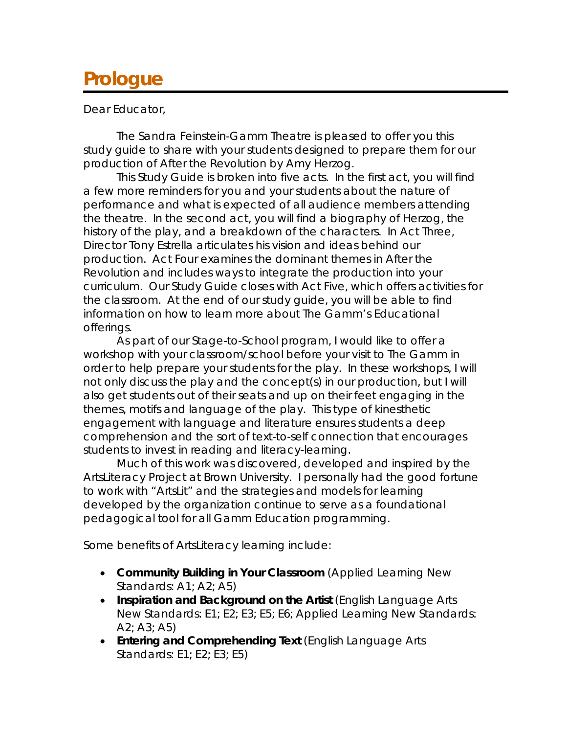# Prologue

Dear Educator,

The Sandra Feinstein-Gamm Theatre is pleased to offer you this study guide to share with your students designed to prepare them for our production of After the Revolution by Amy Herzog.

This Study Guide is broken into five acts. In the first act, you will find a few more reminders for you and your students about the nature of performance and what is expected of all audience members attending the theatre. In the second act, you will find a biography of Herzog, the history of the play, and a breakdown of the characters. In Act Three, Director Tony Estrella articulates his vision and ideas behind our production. Act Four examines the dominant themes in After the Revolution and includes ways to integrate the production into your curriculum. Our Study Guide closes with Act Five, which offers activities for the classroom. At the end of our study guide, you will be able to find information on how to learn more about The Gamm's Educational offerings.

As part of our Stage-to-School program, I would like to offer a workshop with your classroom/school before your visit to The Gamm in order to help prepare your students for the play. In these workshops, I will not only discuss the play and the concept(s) in our production, but I will also get students out of their seats and up on their feet engaging in the themes, motifs and language of the play. This type of kinesthetic engagement with language and literature ensures students a deep comprehension and the sort of text-to-self connection that encourages students to invest in reading and literacy-learning.

Much of this work was discovered, developed and inspired by the ArtsLiteracy Project at Brown University. I personally had the good fortune to work with "ArtsLit" and the strategies and models for learning developed by the organization continue to serve as a foundational pedagogical tool for all Gamm Education programming.

Some benefits of ArtsLiteracy learning include:

- **Community Building in Your Classroom** (Applied Learning New Standards: A1; A2; A5)
- **Inspiration and Background on the Artist** (English Language Arts New Standards: E1; E2; E3; E5; E6; Applied Learning New Standards: A2; A3; A5)
- **Entering and Comprehending Text** (English Language Arts Standards: E1; E2; E3; E5)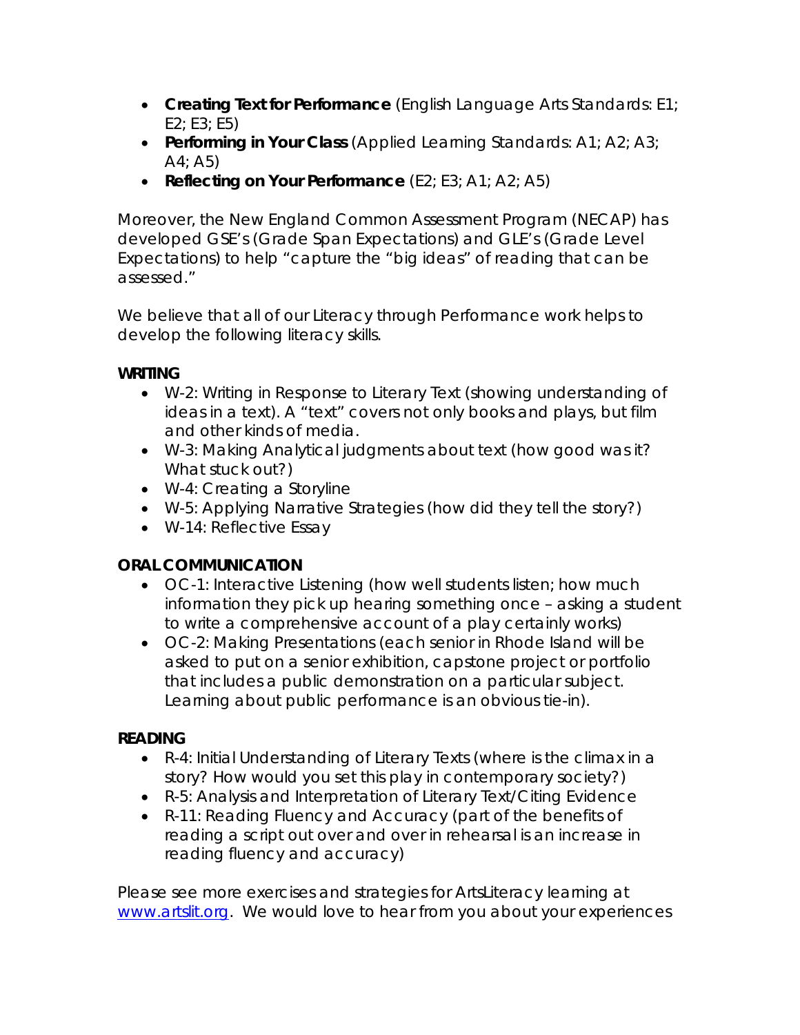- **Creating Text for Performance** (English Language Arts Standards: E1; E2; E3; E5)
- **Performing in Your Class** (Applied Learning Standards: A1; A2; A3; A4; A5)
- **Reflecting on Your Performance** (E2; E3; A1; A2; A5)

Moreover, the New England Common Assessment Program (NECAP) has developed GSE's (Grade Span Expectations) and GLE's (Grade Level Expectations) to help "capture the "big ideas" of reading that can be assessed."

We believe that all of our Literacy through Performance work helps to develop the following literacy skills.

**WRITING**

- W-2: Writing in Response to Literary Text (showing understanding of ideas in a text). A "text" covers not only books and plays, but film and other kinds of media.
- W-3: Making Analytical judgments about text (how good was it? What stuck out?)
- W-4: Creating a Storyline
- W-5: Applying Narrative Strategies (how did they tell the story?)
- W-14: Reflective Essay

**ORAL COMMUNICATION**

- OC-1: Interactive Listening (how well students listen; how much information they pick up hearing something once – asking a student to write a comprehensive account of a play certainly works)
- OC-2: Making Presentations (each senior in Rhode Island will be asked to put on a senior exhibition, capstone project or portfolio that includes a public demonstration on a particular subject. Learning about public performance is an obvious tie-in).

**READING**

- R-4: Initial Understanding of Literary Texts (where is the climax in a story? How would you set this play in contemporary society?)
- R-5: Analysis and Interpretation of Literary Text/Citing Evidence
- R-11: Reading Fluency and Accuracy (part of the benefits of reading a script out over and over in rehearsal is an increase in reading fluency and accuracy)

Please see more exercises and strategies for ArtsLiteracy learning at [www.artslit.org](http://www.artslit.org). We would love to hear from you about your experiences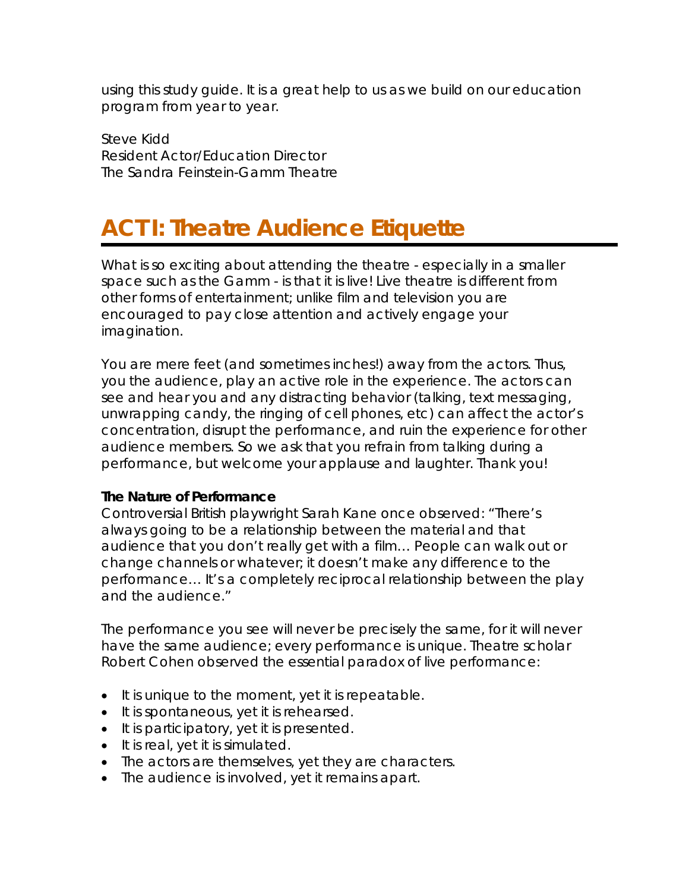using this study guide. It is a great help to us as we build on our education program from year to year.

Steve Kidd
Resident Actor/Education Director
The Sandra Feinstein-Gamm Theatre

# ACTI: Theatre Audience Etiquette

What is so exciting about attending the theatre - especially in a smaller space such as the Gamm - is that it is live! Live theatre is different from other forms of entertainment; unlike film and television you are encouraged to pay close attention and actively engage your imagination.

You are mere feet (and sometimes inches!) away from the actors. Thus, you the audience, play an active role in the experience. The actors can see and hear you and any distracting behavior (talking, text messaging, unwrapping candy, the ringing of cell phones, etc) can affect the actor's concentration, disrupt the performance, and ruin the experience for other audience members. So we ask that you refrain from talking during a performance, but welcome your applause and laughter. Thank you!

**The Nature of Performance**
Controversial British playwright Sarah Kane once observed: "There's always going to be a relationship between the material and that audience that you don't really get with a film… People can walk out or change channels or whatever; it doesn't make any difference to the performance… It's a completely reciprocal relationship between the play and the audience."

The performance you see will never be precisely the same, for it will never have the same audience; every performance is unique. Theatre scholar Robert Cohen observed the essential paradox of live performance:

- It is unique to the moment, yet it is repeatable.
- It is spontaneous, yet it is rehearsed.
- It is participatory, yet it is presented.
- It is real, yet it is simulated.
- The actors are themselves, yet they are characters.
- The audience is involved, yet it remains apart.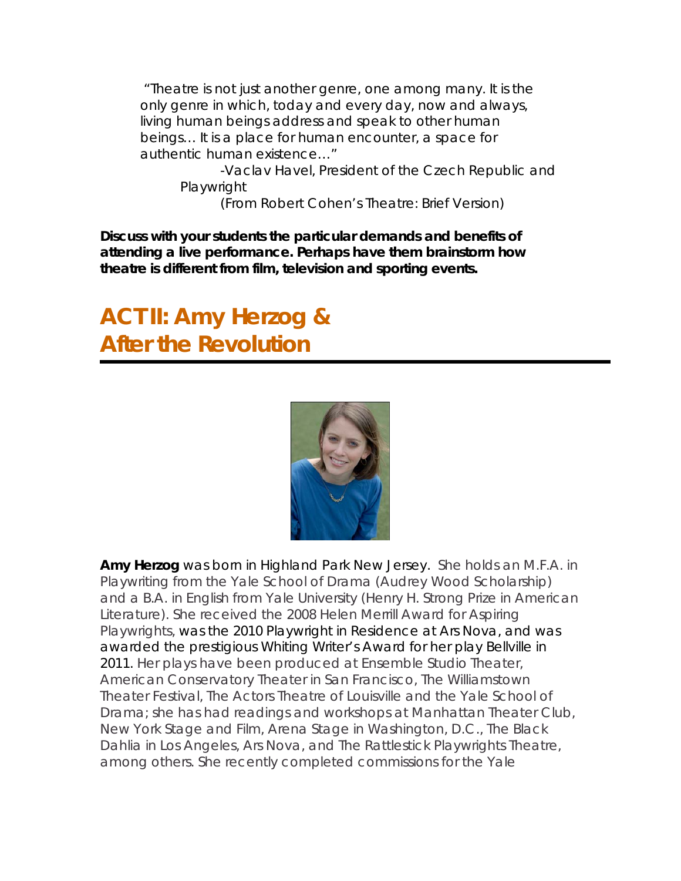*"Theatre is not just another genre, one among many. It is the only genre in which, today and every day, now and always, living human beings address and speak to other human beings… It is a place for human encounter, a space for authentic human existence…"*

-Vaclav Havel, President of the Czech Republic and Playwright

(From Robert Cohen's Theatre: Brief Version)

**Discuss with your students the particular demands and benefits of attending a live performance. Perhaps have them brainstorm how theatre is different from film, television and sporting events.**

# ACT II: Amy Herzog & After the Revolution

**Amy Herzog** was born in Highland Park New Jersey. She holds an M.F.A. in Playwriting from the Yale School of Drama (Audrey Wood Scholarship) and a B.A. in English from Yale University (Henry H. Strong Prize in American Literature). She received the 2008 Helen Merrill Award for Aspiring Playwrights, was the 2010 Playwright in Residence at Ars Nova, and was awarded the prestigious Whiting Writer's Award for her play Bellville in 2011. Her plays have been produced at Ensemble Studio Theater, American Conservatory Theater in San Francisco, The Williamstown Theater Festival, The Actors Theatre of Louisville and the Yale School of Drama; she has had readings and workshops at Manhattan Theater Club, New York Stage and Film, Arena Stage in Washington, D.C., The Black Dahlia in Los Angeles, Ars Nova, and The Rattlestick Playwrights Theatre, among others. She recently completed commissions for the Yale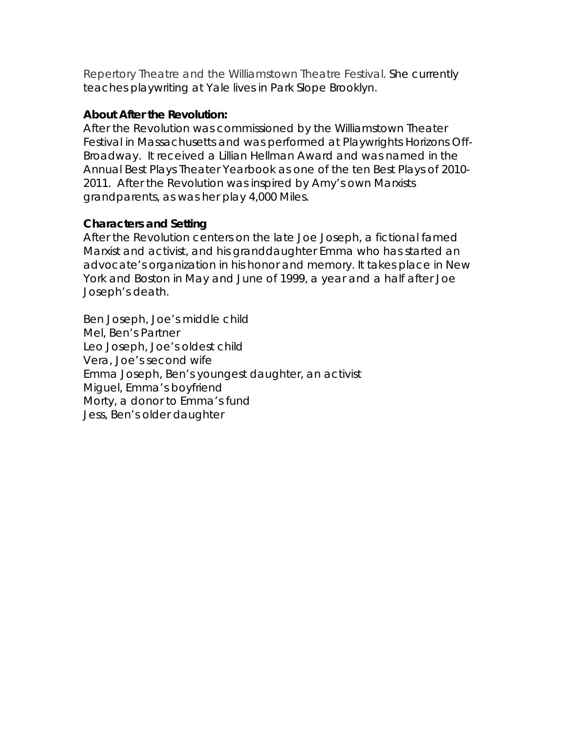Repertory Theatre and the Williamstown Theatre Festival. She currently teaches playwriting at Yale lives in Park Slope Brooklyn.

**About After the Revolution:**

After the Revolution was commissioned by the Williamstown Theater Festival in Massachusetts and was performed at Playwrights Horizons Off-Broadway. It received a Lillian Hellman Award and was named in the Annual Best Plays Theater Yearbook as one of the ten Best Plays of 2010-2011. After the Revolution was inspired by Amy's own Marxists grandparents, as was her play 4,000 Miles.

**Characters and Setting**

After the Revolution centers on the late Joe Joseph, a fictional famed Marxist and activist, and his granddaughter Emma who has started an advocate's organization in his honor and memory. It takes place in New York and Boston in May and June of 1999, a year and a half after Joe Joseph's death.

Ben Joseph, Joe's middle child
Mel, Ben's Partner
Leo Joseph, Joe's oldest child
Vera, Joe's second wife
Emma Joseph, Ben's youngest daughter, an activist
Miguel, Emma's boyfriend
Morty, a donor to Emma's fund
Jess, Ben's older daughter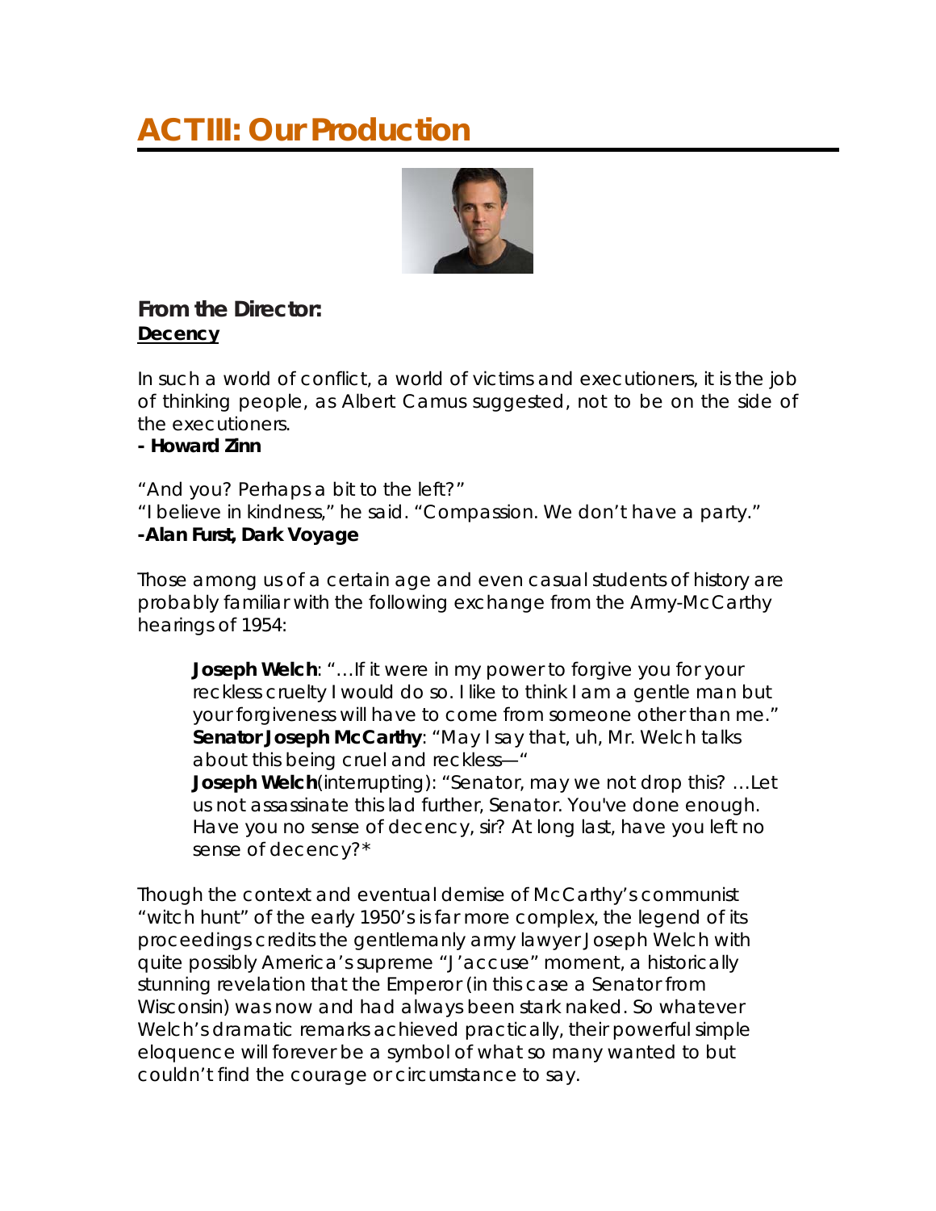# ACT III: Our Production

**From the Director:**
**Decency**

*In such a world of conflict, a world of victims and executioners, it is the job of thinking people, as Albert Camus suggested, not to be on the side of the executioners.*
**- Howard Zinn**

*"And you? Perhaps a bit to the left?"*
*"I believe in kindness," he said. "Compassion. We don't have a party."*
**-Alan Furst, Dark Voyage**

Those among us of a certain age and even casual students of history are probably familiar with the following exchange from the Army-McCarthy hearings of 1954:

> **Joseph Welch**: "…If it were in my power to forgive you for your reckless cruelty I would do so. I like to think I am a gentle man but your forgiveness will have to come from someone other than me."
> **Senator Joseph McCarthy**: "May I say that, uh, Mr. Welch talks about this being cruel and reckless—"
> **Joseph Welch** (interrupting): "Senator, may we not drop this? …Let us not assassinate this lad further, Senator. You've done enough. Have you no sense of decency, sir? At long last, have you left no sense of decency?*

Though the context and eventual demise of McCarthy's communist "witch hunt" of the early 1950's is far more complex, the legend of its proceedings credits the gentlemanly army lawyer Joseph Welch with quite possibly America's supreme "J'accuse" moment, a historically stunning revelation that the Emperor (in this case a Senator from Wisconsin) was now and had always been stark naked. So whatever Welch's dramatic remarks achieved practically, their powerful simple eloquence will forever be a symbol of what so many wanted to but couldn't find the courage or circumstance to say.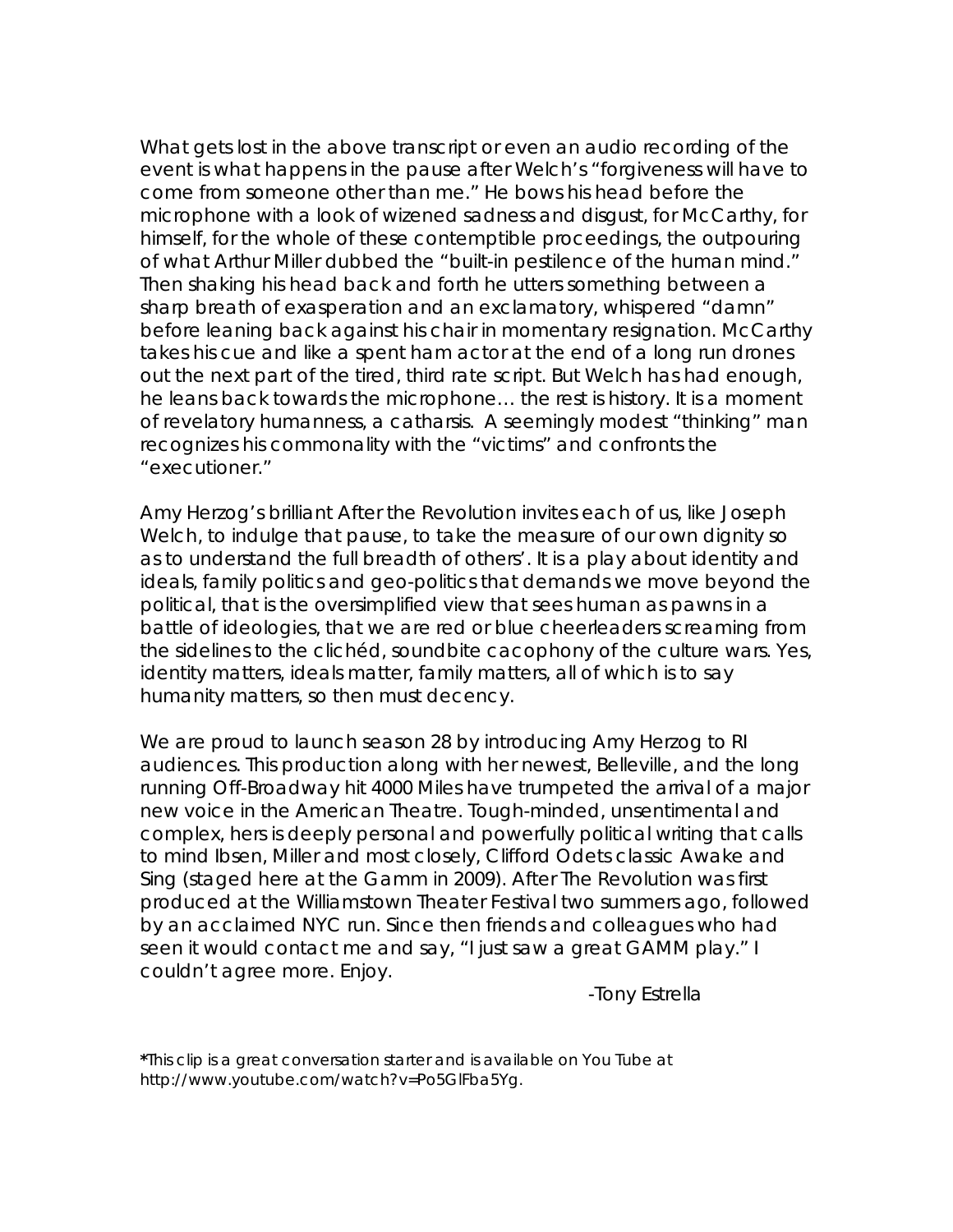What gets lost in the above transcript or even an audio recording of the event is what happens in the pause after Welch's "forgiveness will have to come from someone other than me." He bows his head before the microphone with a look of wizened sadness and disgust, for McCarthy, for himself, for the whole of these contemptible proceedings, the outpouring of what Arthur Miller dubbed the "built-in pestilence of the human mind." Then shaking his head back and forth he utters something between a sharp breath of exasperation and an exclamatory, whispered "damn" before leaning back against his chair in momentary resignation. McCarthy takes his cue and like a spent ham actor at the end of a long run drones out the next part of the tired, third rate script. But Welch has had enough, he leans back towards the microphone… the rest is history. It is a moment of revelatory humanness, a catharsis. A seemingly modest "thinking" man recognizes his commonality with the "victims" and confronts the "executioner."

Amy Herzog's brilliant After the Revolution invites each of us, like Joseph Welch, to indulge that pause, to take the measure of our own dignity so as to understand the full breadth of others'. It is a play about identity and ideals, family politics and geo-politics that demands we move beyond the political, that is the oversimplified view that sees human as pawns in a battle of ideologies, that we are red or blue cheerleaders screaming from the sidelines to the clichéd, soundbite cacophony of the culture wars. Yes, identity matters, ideals matter, family matters, all of which is to say humanity matters, so then must decency.

We are proud to launch season 28 by introducing Amy Herzog to RI audiences. This production along with her newest, Belleville, and the long running Off-Broadway hit 4000 Miles have trumpeted the arrival of a major new voice in the American Theatre. Tough-minded, unsentimental and complex, hers is deeply personal and powerfully political writing that calls to mind Ibsen, Miller and most closely, Clifford Odets classic Awake and Sing (staged here at the Gamm in 2009). After The Revolution was first produced at the Williamstown Theater Festival two summers ago, followed by an acclaimed NYC run. Since then friends and colleagues who had seen it would contact me and say, "I just saw a great GAMM play." I couldn't agree more. Enjoy.

-Tony Estrella

*This clip is a great conversation starter and is available on You Tube at http://www.youtube.com/watch?v=Po5GlFba5Yg.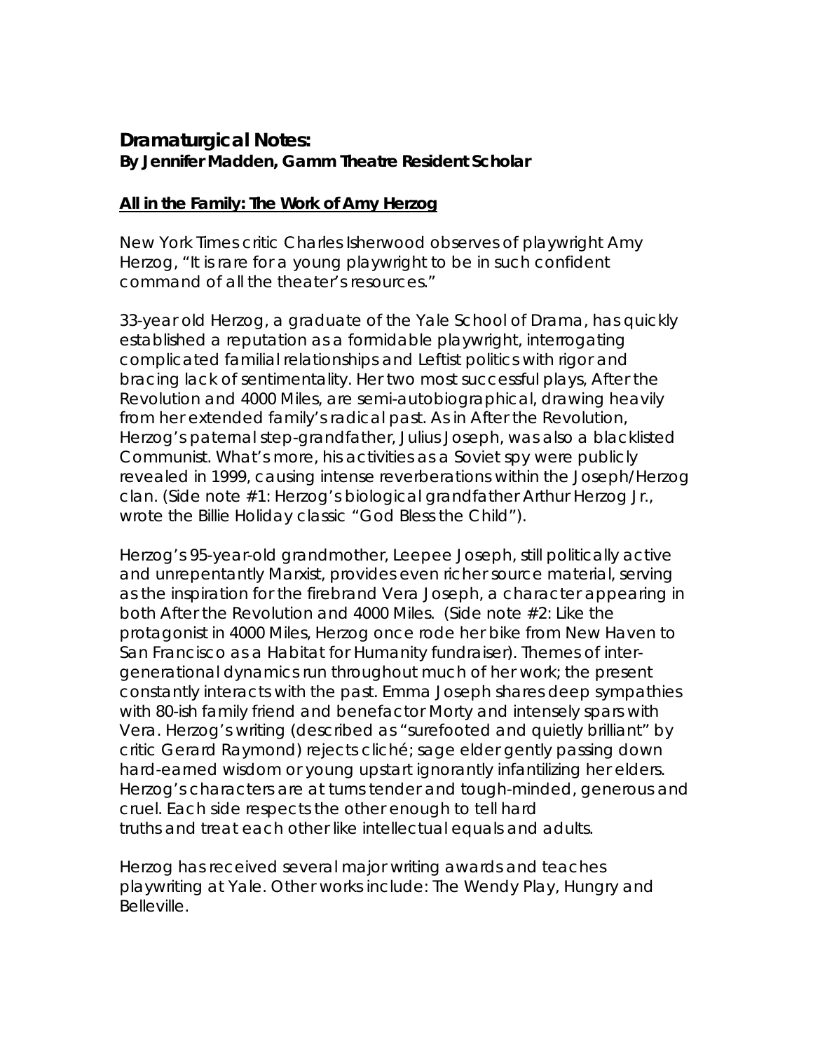## Dramaturgical Notes:
### By Jennifer Madden, Gamm Theatre Resident Scholar

**All in the Family: The Work of Amy Herzog**

New York Times critic Charles Isherwood observes of playwright Amy Herzog, "It is rare for a young playwright to be in such confident command of all the theater's resources."

33-year old Herzog, a graduate of the Yale School of Drama, has quickly established a reputation as a formidable playwright, interrogating complicated familial relationships and Leftist politics with rigor and bracing lack of sentimentality. Her two most successful plays, After the Revolution and 4000 Miles, are semi-autobiographical, drawing heavily from her extended family's radical past. As in After the Revolution, Herzog's paternal step-grandfather, Julius Joseph, was also a blacklisted Communist. What's more, his activities as a Soviet spy were publicly revealed in 1999, causing intense reverberations within the Joseph/Herzog clan. (Side note #1: Herzog's biological grandfather Arthur Herzog Jr., wrote the Billie Holiday classic "God Bless the Child").

Herzog's 95-year-old grandmother, Leepee Joseph, still politically active and unrepentantly Marxist, provides even richer source material, serving as the inspiration for the firebrand Vera Joseph, a character appearing in both After the Revolution and 4000 Miles. (Side note #2: Like the protagonist in 4000 Miles, Herzog once rode her bike from New Haven to San Francisco as a Habitat for Humanity fundraiser). Themes of inter-generational dynamics run throughout much of her work; the present constantly interacts with the past. Emma Joseph shares deep sympathies with 80-ish family friend and benefactor Morty and intensely spars with Vera. Herzog's writing (described as "surefooted and quietly brilliant" by critic Gerard Raymond) rejects cliché; sage elder gently passing down hard-earned wisdom or young upstart ignorantly infantilizing her elders. Herzog's characters are at turns tender and tough-minded, generous and cruel. Each side respects the other enough to tell hard truths and treat each other like intellectual equals and adults.

Herzog has received several major writing awards and teaches playwriting at Yale. Other works include: The Wendy Play, Hungry and Belleville.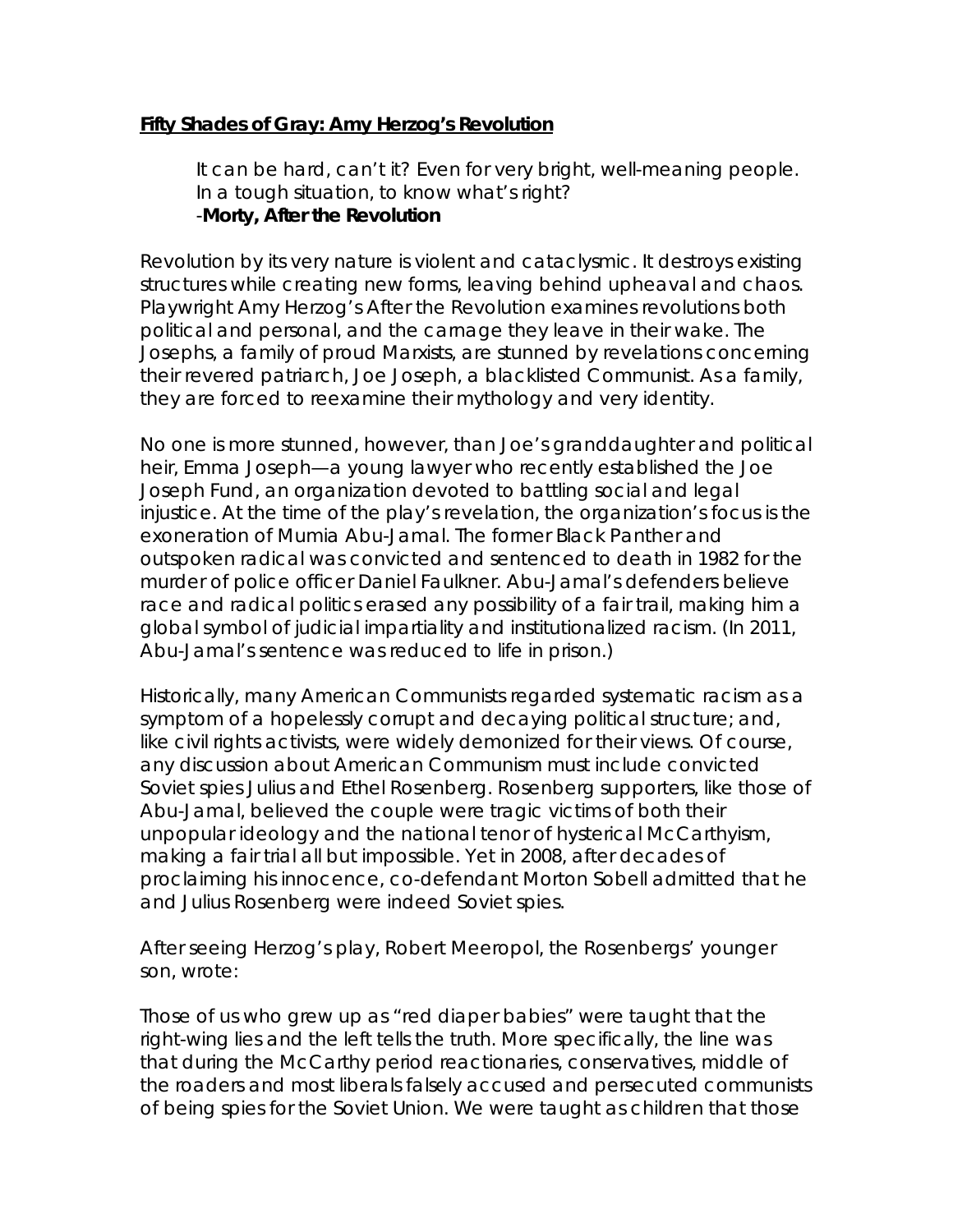**Fifty Shades of Gray: Amy Herzog's Revolution**

> It can be hard, can't it? Even for very bright, well-meaning people. In a tough situation, to know what's right?
> -**Morty, After the Revolution**

Revolution by its very nature is violent and cataclysmic. It destroys existing structures while creating new forms, leaving behind upheaval and chaos. Playwright Amy Herzog's After the Revolution examines revolutions both political and personal, and the carnage they leave in their wake. The Josephs, a family of proud Marxists, are stunned by revelations concerning their revered patriarch, Joe Joseph, a blacklisted Communist. As a family, they are forced to reexamine their mythology and very identity.

No one is more stunned, however, than Joe's granddaughter and political heir, Emma Joseph—a young lawyer who recently established the Joe Joseph Fund, an organization devoted to battling social and legal injustice. At the time of the play's revelation, the organization's focus is the exoneration of Mumia Abu-Jamal. The former Black Panther and outspoken radical was convicted and sentenced to death in 1982 for the murder of police officer Daniel Faulkner. Abu-Jamal's defenders believe race and radical politics erased any possibility of a fair trail, making him a global symbol of judicial impartiality and institutionalized racism. (In 2011, Abu-Jamal's sentence was reduced to life in prison.)

Historically, many American Communists regarded systematic racism as a symptom of a hopelessly corrupt and decaying political structure; and, like civil rights activists, were widely demonized for their views. Of course, any discussion about American Communism must include convicted Soviet spies Julius and Ethel Rosenberg. Rosenberg supporters, like those of Abu-Jamal, believed the couple were tragic victims of both their unpopular ideology and the national tenor of hysterical McCarthyism, making a fair trial all but impossible. Yet in 2008, after decades of proclaiming his innocence, co-defendant Morton Sobell admitted that he and Julius Rosenberg were indeed Soviet spies.

After seeing Herzog's play, Robert Meeropol, the Rosenbergs' younger son, wrote:

Those of us who grew up as "red diaper babies" were taught that the right-wing lies and the left tells the truth. More specifically, the line was that during the McCarthy period reactionaries, conservatives, middle of the roaders and most liberals falsely accused and persecuted communists of being spies for the Soviet Union. We were taught as children that those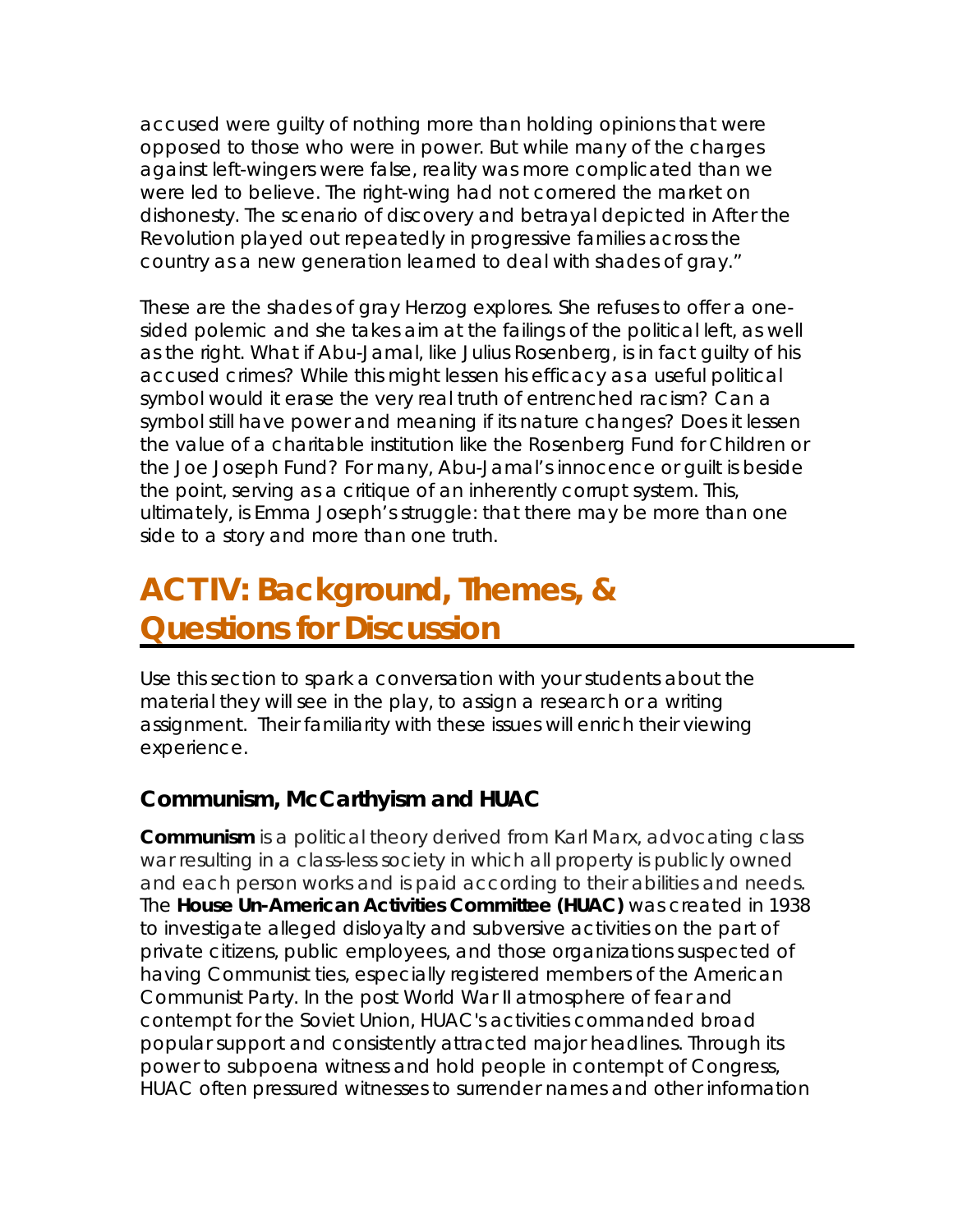accused were guilty of nothing more than holding opinions that were opposed to those who were in power. But while many of the charges against left-wingers were false, reality was more complicated than we were led to believe. The right-wing had not cornered the market on dishonesty. The scenario of discovery and betrayal depicted in After the Revolution played out repeatedly in progressive families across the country as a new generation learned to deal with shades of gray."

These are the shades of gray Herzog explores. She refuses to offer a one-sided polemic and she takes aim at the failings of the political left, as well as the right. What if Abu-Jamal, like Julius Rosenberg, is in fact guilty of his accused crimes? While this might lessen his efficacy as a useful political symbol would it erase the very real truth of entrenched racism? Can a symbol still have power and meaning if its nature changes? Does it lessen the value of a charitable institution like the Rosenberg Fund for Children or the Joe Joseph Fund? For many, Abu-Jamal's innocence or guilt is beside the point, serving as a critique of an inherently corrupt system. This, ultimately, is Emma Joseph's struggle: that there may be more than one side to a story and more than one truth.

## ACTIV: Background, Themes, & Questions for Discussion

Use this section to spark a conversation with your students about the material they will see in the play, to assign a research or a writing assignment. Their familiarity with these issues will enrich their viewing experience.

### Communism, McCarthyism and HUAC

**Communism** is a political theory derived from Karl Marx, advocating class war resulting in a class-less society in which all property is publicly owned and each person works and is paid according to their abilities and needs. The **House Un-American Activities Committee (HUAC)** was created in 1938 to investigate alleged disloyalty and subversive activities on the part of private citizens, public employees, and those organizations suspected of having Communist ties, especially registered members of the American Communist Party. In the post World War II atmosphere of fear and contempt for the Soviet Union, HUAC's activities commanded broad popular support and consistently attracted major headlines. Through its power to subpoena witness and hold people in contempt of Congress, HUAC often pressured witnesses to surrender names and other information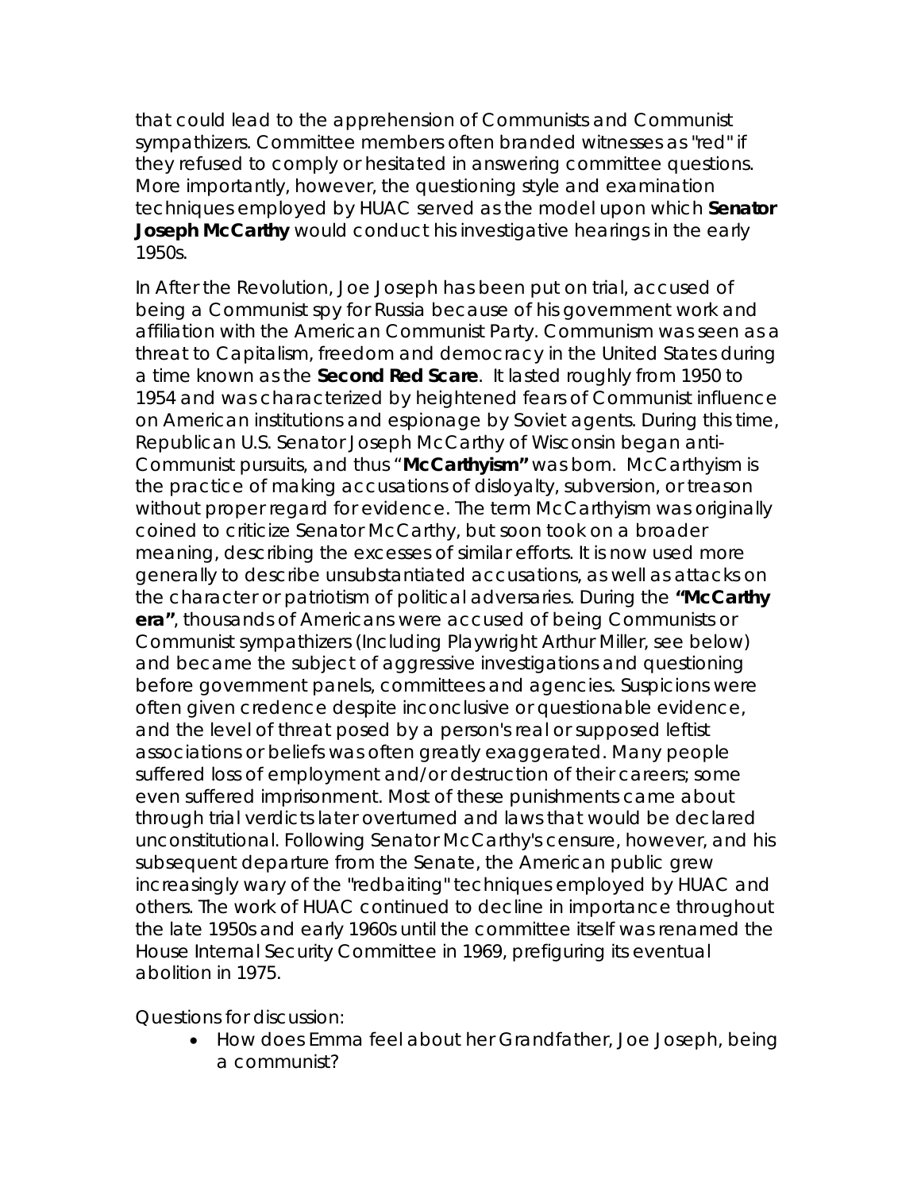that could lead to the apprehension of Communists and Communist sympathizers. Committee members often branded witnesses as "red" if they refused to comply or hesitated in answering committee questions. More importantly, however, the questioning style and examination techniques employed by HUAC served as the model upon which **Senator Joseph McCarthy** would conduct his investigative hearings in the early 1950s.

In After the Revolution, Joe Joseph has been put on trial, accused of being a Communist spy for Russia because of his government work and affiliation with the American Communist Party. Communism was seen as a threat to Capitalism, freedom and democracy in the United States during a time known as the **Second Red Scare**. It lasted roughly from 1950 to 1954 and was characterized by heightened fears of Communist influence on American institutions and espionage by Soviet agents. During this time, Republican U.S. Senator Joseph McCarthy of Wisconsin began anti-Communist pursuits, and thus "**McCarthyism"** was born. McCarthyism is the practice of making accusations of disloyalty, subversion, or treason without proper regard for evidence. The term McCarthyism was originally coined to criticize Senator McCarthy, but soon took on a broader meaning, describing the excesses of similar efforts. It is now used more generally to describe unsubstantiated accusations, as well as attacks on the character or patriotism of political adversaries. During the **"McCarthy era"**, thousands of Americans were accused of being Communists or Communist sympathizers (Including Playwright Arthur Miller, see below) and became the subject of aggressive investigations and questioning before government panels, committees and agencies. Suspicions were often given credence despite inconclusive or questionable evidence, and the level of threat posed by a person's real or supposed leftist associations or beliefs was often greatly exaggerated. Many people suffered loss of employment and/or destruction of their careers; some even suffered imprisonment. Most of these punishments came about through trial verdicts later overturned and laws that would be declared unconstitutional. Following Senator McCarthy's censure, however, and his subsequent departure from the Senate, the American public grew increasingly wary of the "redbaiting" techniques employed by HUAC and others. The work of HUAC continued to decline in importance throughout the late 1950s and early 1960s until the committee itself was renamed the House Internal Security Committee in 1969, prefiguring its eventual abolition in 1975.

Questions for discussion:

- How does Emma feel about her Grandfather, Joe Joseph, being a communist?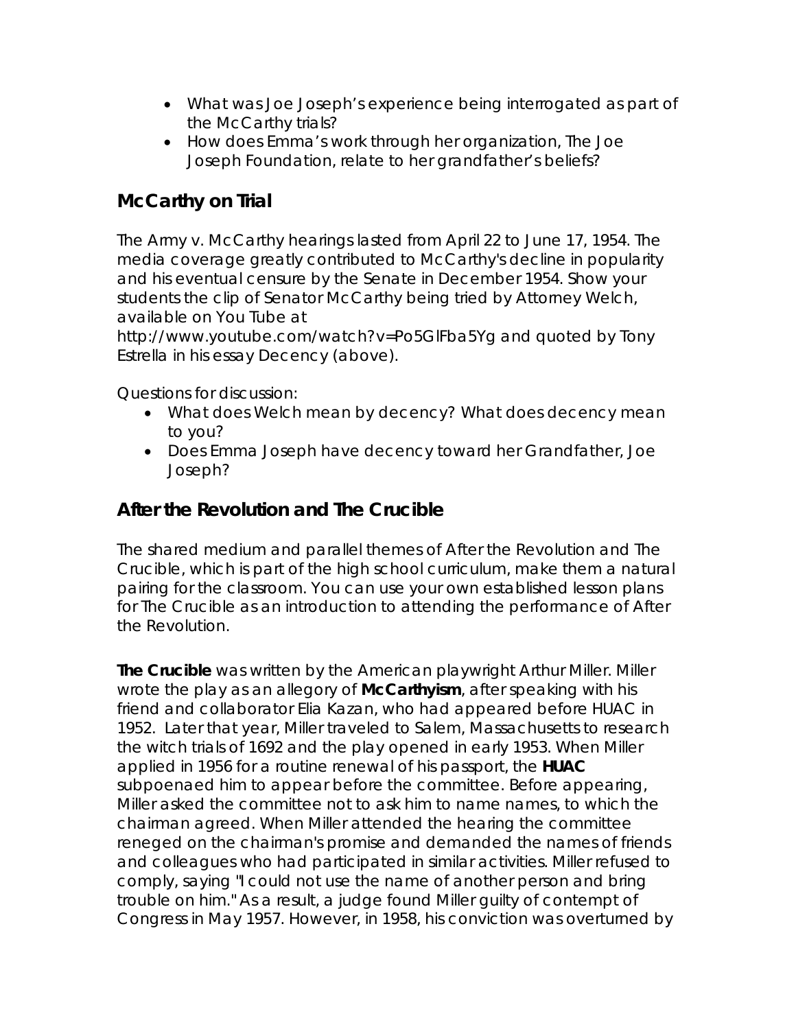- What was Joe Joseph's experience being interrogated as part of the McCarthy trials?
- How does Emma's work through her organization, The Joe Joseph Foundation, relate to her grandfather's beliefs?

## McCarthy on Trial

The Army v. McCarthy hearings lasted from April 22 to June 17, 1954. The media coverage greatly contributed to McCarthy's decline in popularity and his eventual censure by the Senate in December 1954. Show your students the clip of Senator McCarthy being tried by Attorney Welch, available on You Tube at http://www.youtube.com/watch?v=Po5GlFba5Yg and quoted by Tony Estrella in his essay Decency (above).

Questions for discussion:

- What does Welch mean by decency? What does decency mean to you?
- Does Emma Joseph have decency toward her Grandfather, Joe Joseph?

## After the Revolution and The Crucible

The shared medium and parallel themes of After the Revolution and The Crucible, which is part of the high school curriculum, make them a natural pairing for the classroom. You can use your own established lesson plans for The Crucible as an introduction to attending the performance of After the Revolution.

**The Crucible** was written by the American playwright Arthur Miller. Miller wrote the play as an allegory of **McCarthyism**, after speaking with his friend and collaborator Elia Kazan, who had appeared before HUAC in 1952. Later that year, Miller traveled to Salem, Massachusetts to research the witch trials of 1692 and the play opened in early 1953. When Miller applied in 1956 for a routine renewal of his passport, the **HUAC** subpoenaed him to appear before the committee. Before appearing, Miller asked the committee not to ask him to name names, to which the chairman agreed. When Miller attended the hearing the committee reneged on the chairman's promise and demanded the names of friends and colleagues who had participated in similar activities. Miller refused to comply, saying "I could not use the name of another person and bring trouble on him." As a result, a judge found Miller guilty of contempt of Congress in May 1957. However, in 1958, his conviction was overturned by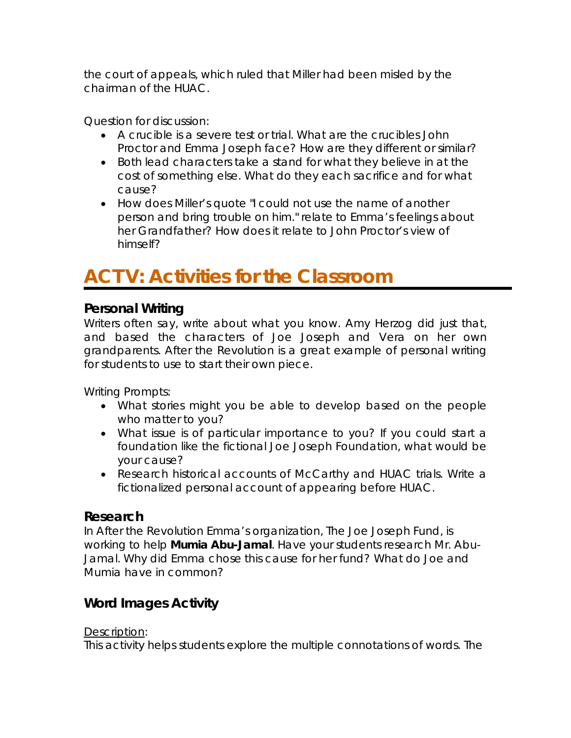the court of appeals, which ruled that Miller had been misled by the chairman of the HUAC.

Question for discussion:

- A crucible is a severe test or trial. What are the crucibles John Proctor and Emma Joseph face? How are they different or similar?
- Both lead characters take a stand for what they believe in at the cost of something else. What do they each sacrifice and for what cause?
- How does Miller's quote "I could not use the name of another person and bring trouble on him." relate to Emma's feelings about her Grandfather? How does it relate to John Proctor's view of himself?

# ACTV: Activities for the Classroom

## Personal Writing

Writers often say, write about what you know. Amy Herzog did just that, and based the characters of Joe Joseph and Vera on her own grandparents. After the Revolution is a great example of personal writing for students to use to start their own piece.

Writing Prompts:

- What stories might you be able to develop based on the people who matter to you?
- What issue is of particular importance to you? If you could start a foundation like the fictional Joe Joseph Foundation, what would be your cause?
- Research historical accounts of McCarthy and HUAC trials. Write a fictionalized personal account of appearing before HUAC.

## Research

In After the Revolution Emma's organization, The Joe Joseph Fund, is working to help **Mumia Abu-Jamal**. Have your students research Mr. Abu-Jamal. Why did Emma chose this cause for her fund? What do Joe and Mumia have in common?

## Word Images Activity

Description:

This activity helps students explore the multiple connotations of words. The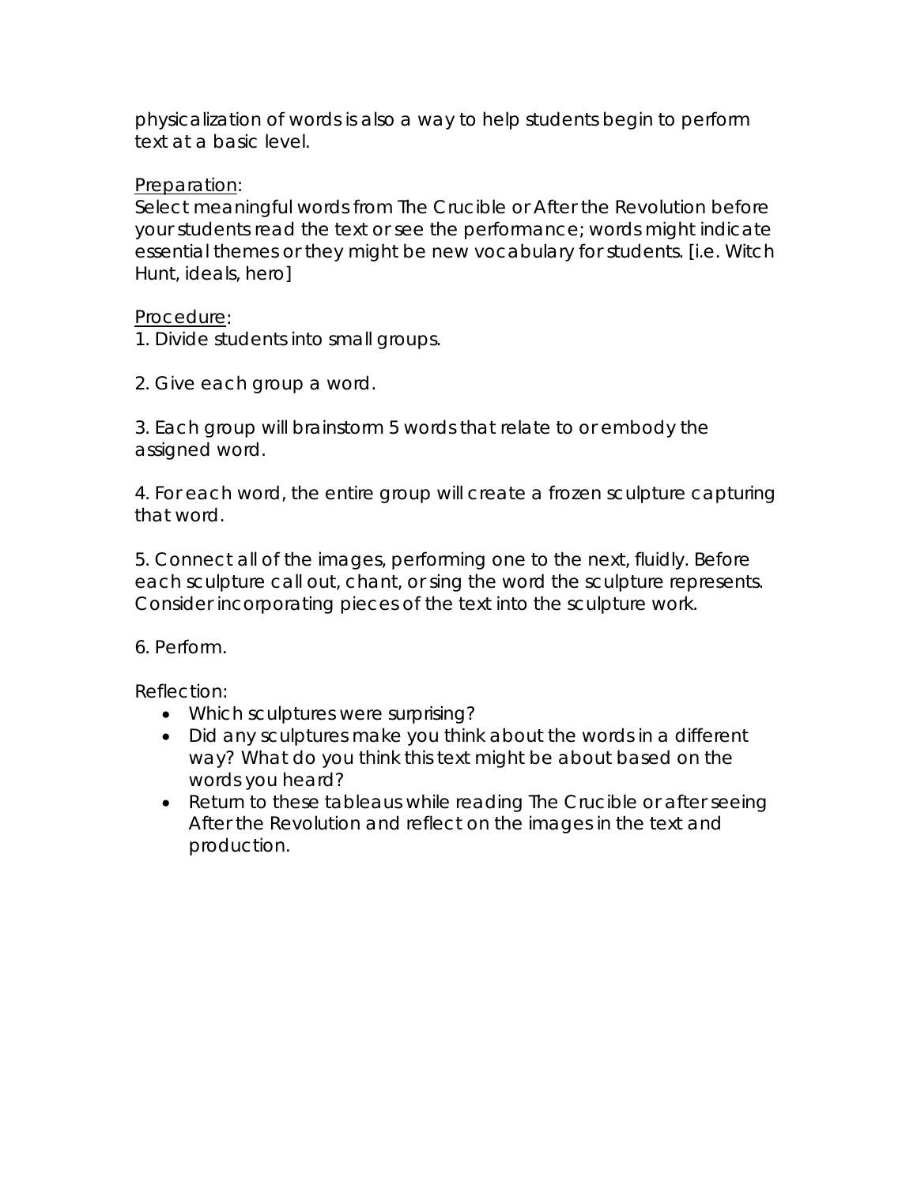physicalization of words is also a way to help students begin to perform text at a basic level.

Preparation:
Select meaningful words from The Crucible or After the Revolution before your students read the text or see the performance; words might indicate essential themes or they might be new vocabulary for students. [i.e. Witch Hunt, ideals, hero]

Procedure:
1. Divide students into small groups.

2. Give each group a word.

3. Each group will brainstorm 5 words that relate to or embody the assigned word.

4. For each word, the entire group will create a frozen sculpture capturing that word.

5. Connect all of the images, performing one to the next, fluidly. Before each sculpture call out, chant, or sing the word the sculpture represents. Consider incorporating pieces of the text into the sculpture work.

6. Perform.

Reflection:

- Which sculptures were surprising?
- Did any sculptures make you think about the words in a different way? What do you think this text might be about based on the words you heard?
- Return to these tableaus while reading The Crucible or after seeing After the Revolution and reflect on the images in the text and production.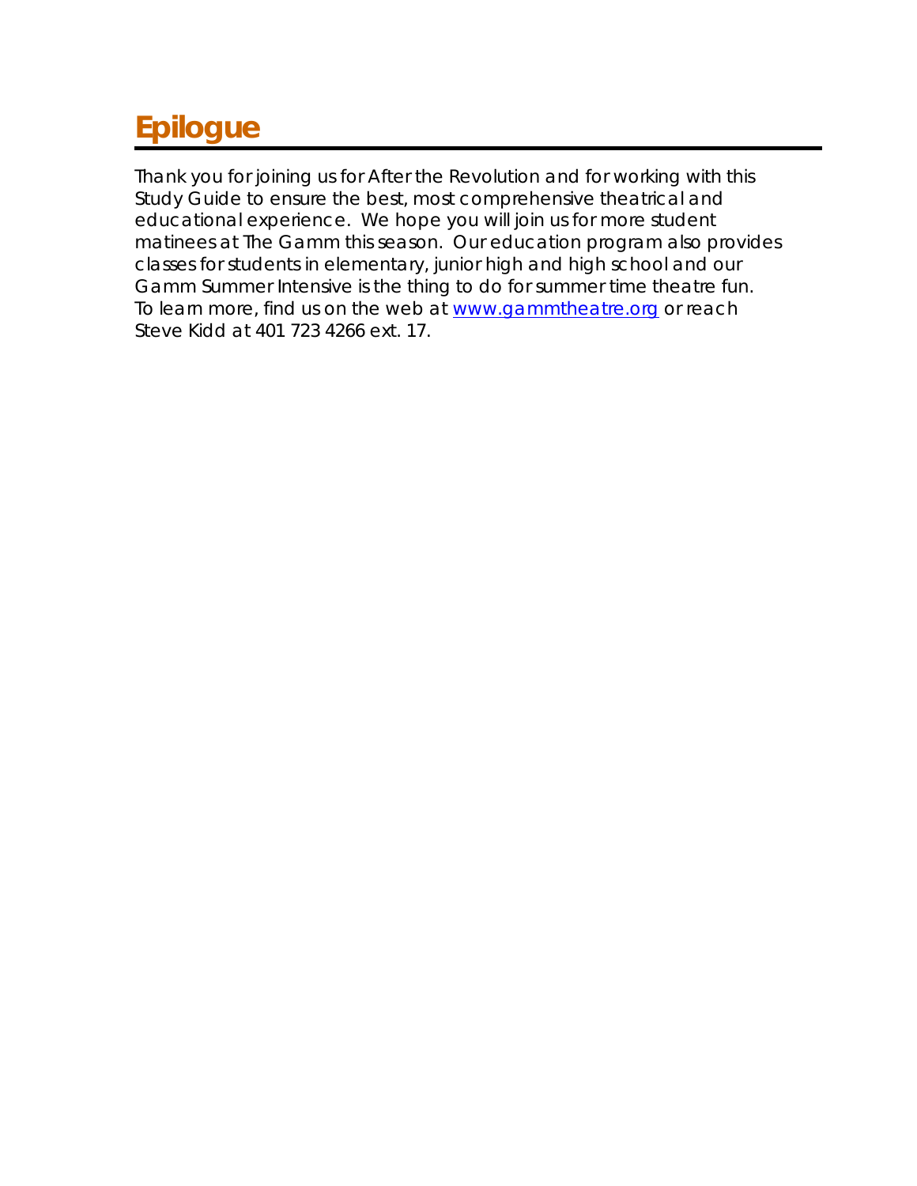# Epilogue

Thank you for joining us for After the Revolution and for working with this Study Guide to ensure the best, most comprehensive theatrical and educational experience. We hope you will join us for more student matinees at The Gamm this season. Our education program also provides classes for students in elementary, junior high and high school and our Gamm Summer Intensive is the thing to do for summer time theatre fun. To learn more, find us on the web at [www.gammtheatre.org](http://www.gammtheatre.org) or reach Steve Kidd at 401 723 4266 ext. 17.